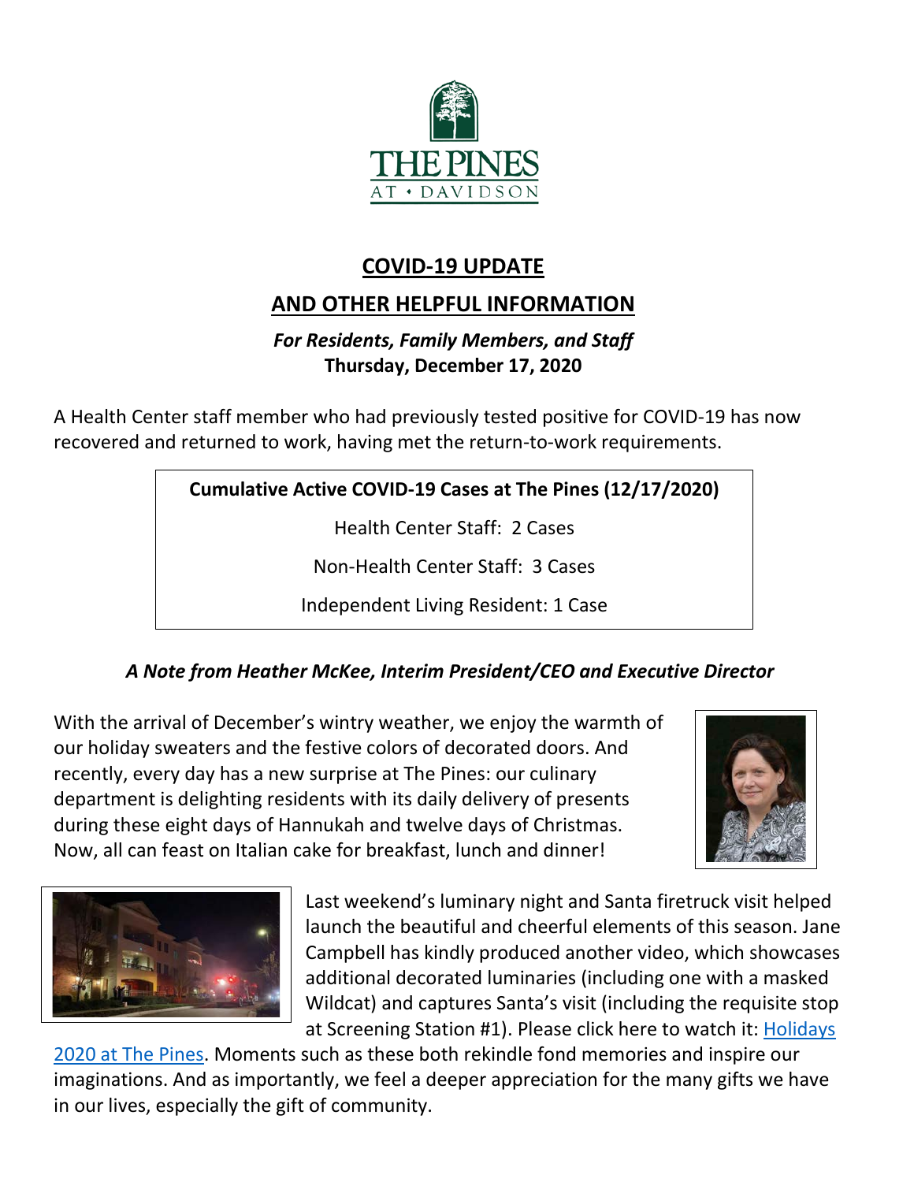THE PINES
AT • DAVIDSON

# COVID-19 UPDATE

## AND OTHER HELPFUL INFORMATION

***For Residents, Family Members, and Staff***

**Thursday, December 17, 2020**

A Health Center staff member who had previously tested positive for COVID-19 has now recovered and returned to work, having met the return-to-work requirements.

| Cumulative Active COVID-19 Cases at The Pines (12/17/2020) |
|---|
| Health Center Staff: 2 Cases |
| Non-Health Center Staff: 3 Cases |
| Independent Living Resident: 1 Case |

### *A Note from Heather McKee, Interim President/CEO and Executive Director*

With the arrival of December's wintry weather, we enjoy the warmth of our holiday sweaters and the festive colors of decorated doors. And recently, every day has a new surprise at The Pines: our culinary department is delighting residents with its daily delivery of presents during these eight days of Hannukah and twelve days of Christmas. Now, all can feast on Italian cake for breakfast, lunch and dinner!

Last weekend's luminary night and Santa firetruck visit helped launch the beautiful and cheerful elements of this season. Jane Campbell has kindly produced another video, which showcases additional decorated luminaries (including one with a masked Wildcat) and captures Santa's visit (including the requisite stop at Screening Station #1). Please click here to watch it: Holidays 2020 at The Pines. Moments such as these both rekindle fond memories and inspire our imaginations. And as importantly, we feel a deeper appreciation for the many gifts we have in our lives, especially the gift of community.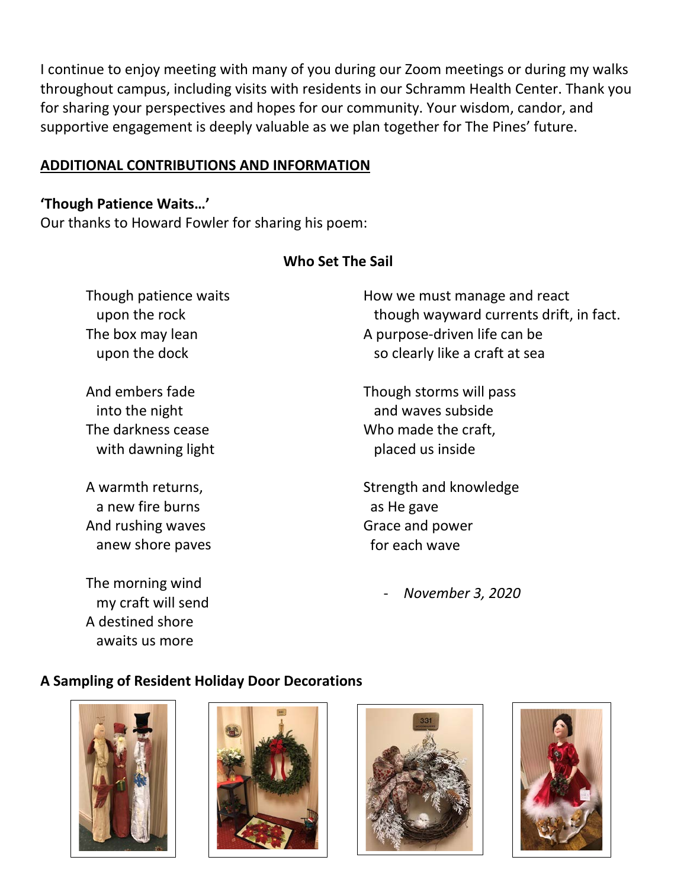I continue to enjoy meeting with many of you during our Zoom meetings or during my walks throughout campus, including visits with residents in our Schramm Health Center. Thank you for sharing your perspectives and hopes for our community. Your wisdom, candor, and supportive engagement is deeply valuable as we plan together for The Pines' future.

## ADDITIONAL CONTRIBUTIONS AND INFORMATION

**'Though Patience Waits…'**

Our thanks to Howard Fowler for sharing his poem:

**Who Set The Sail**

Though patience waits
 upon the rock
The box may lean
 upon the dock

And embers fade
 into the night
The darkness cease
 with dawning light

A warmth returns,
 a new fire burns
And rushing waves
 anew shore paves

The morning wind
 my craft will send
A destined shore
 awaits us more

How we must manage and react
 though wayward currents drift, in fact.
A purpose-driven life can be
 so clearly like a craft at sea

Though storms will pass
 and waves subside
Who made the craft,
 placed us inside

Strength and knowledge
 as He gave
Grace and power
 for each wave

- *November 3, 2020*

**A Sampling of Resident Holiday Door Decorations**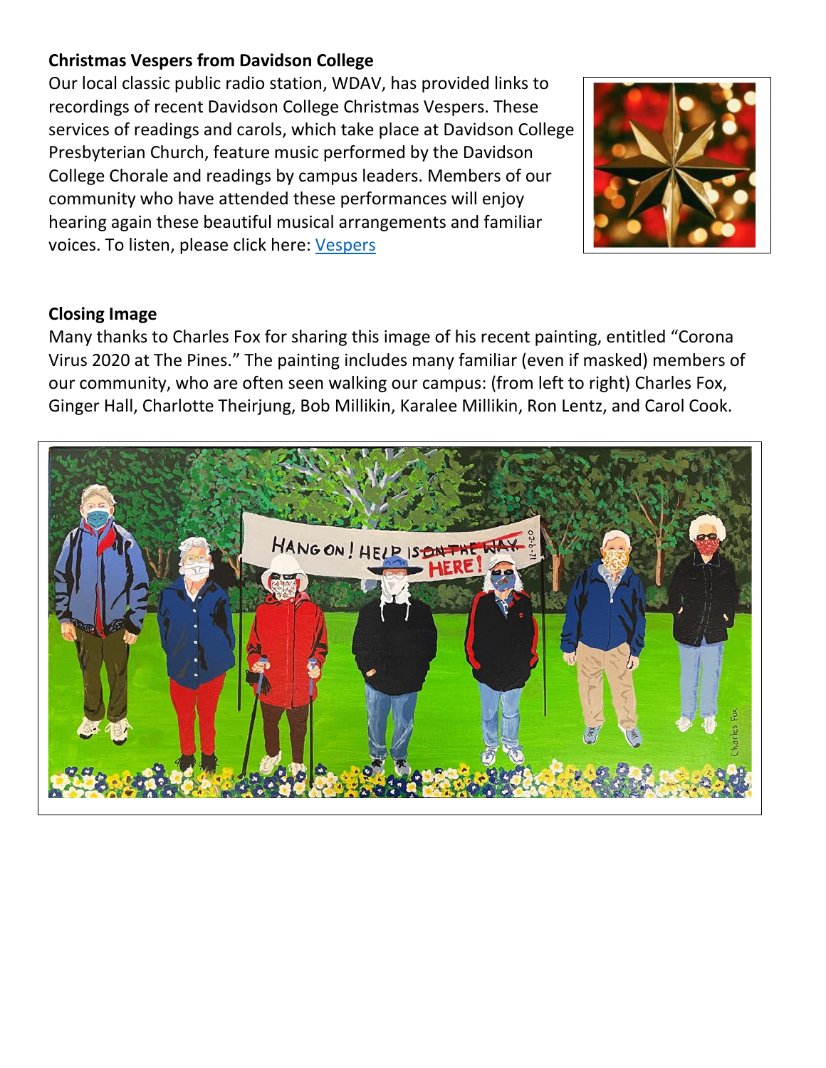**Christmas Vespers from Davidson College**

Our local classic public radio station, WDAV, has provided links to recordings of recent Davidson College Christmas Vespers. These services of readings and carols, which take place at Davidson College Presbyterian Church, feature music performed by the Davidson College Chorale and readings by campus leaders. Members of our community who have attended these performances will enjoy hearing again these beautiful musical arrangements and familiar voices. To listen, please click here: [Vespers]

**Closing Image**

Many thanks to Charles Fox for sharing this image of his recent painting, entitled "Corona Virus 2020 at The Pines." The painting includes many familiar (even if masked) members of our community, who are often seen walking our campus: (from left to right) Charles Fox, Ginger Hall, Charlotte Theirjung, Bob Millikin, Karalee Millikin, Ron Lentz, and Carol Cook.